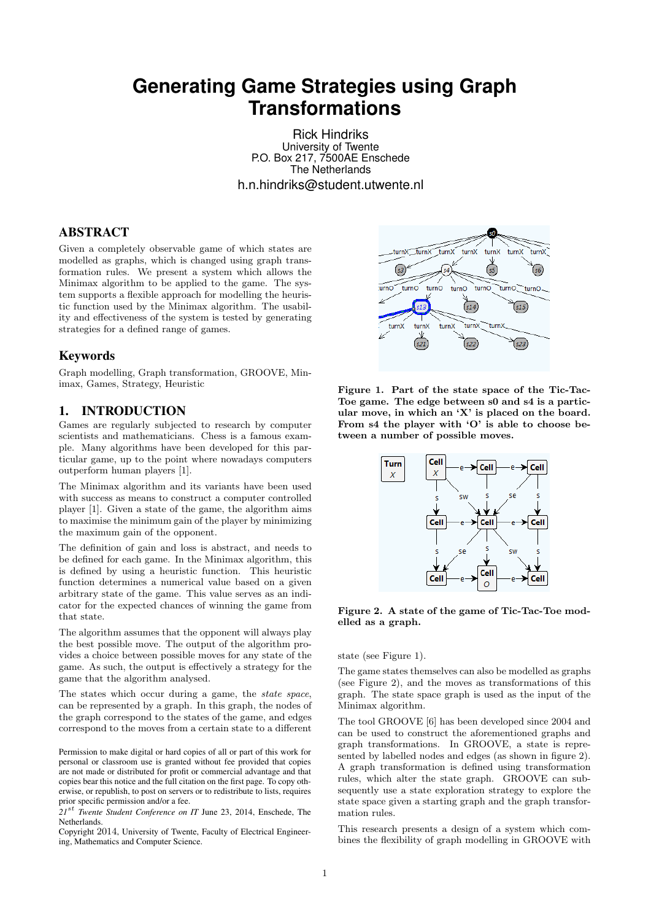# Generating Game Strategies using Graph Transformations

Rick Hindriks
University of Twente
P.O. Box 217, 7500AE Enschede
The Netherlands
h.n.hindriks@student.utwente.nl

## ABSTRACT

Given a completely observable game of which states are modelled as graphs, which is changed using graph transformation rules. We present a system which allows the Minimax algorithm to be applied to the game. The system supports a flexible approach for modelling the heuristic function used by the Minimax algorithm. The usability and effectiveness of the system is tested by generating strategies for a defined range of games.

## Keywords

Graph modelling, Graph transformation, GROOVE, Minimax, Games, Strategy, Heuristic

## 1. INTRODUCTION

Games are regularly subjected to research by computer scientists and mathematicians. Chess is a famous example. Many algorithms have been developed for this particular game, up to the point where nowadays computers outperform human players [1].

The Minimax algorithm and its variants have been used with success as means to construct a computer controlled player [1]. Given a state of the game, the algorithm aims to maximise the minimum gain of the player by minimizing the maximum gain of the opponent.

The definition of gain and loss is abstract, and needs to be defined for each game. In the Minimax algorithm, this is defined by using a heuristic function. This heuristic function determines a numerical value based on a given arbitrary state of the game. This value serves as an indicator for the expected chances of winning the game from that state.

The algorithm assumes that the opponent will always play the best possible move. The output of the algorithm provides a choice between possible moves for any state of the game. As such, the output is effectively a strategy for the game that the algorithm analysed.

The states which occur during a game, the *state space*, can be represented by a graph. In this graph, the nodes of the graph correspond to the states of the game, and edges correspond to the moves from a certain state to a different state (see Figure 1).

**Figure 1. Part of the state space of the Tic-Tac-Toe game. The edge between s0 and s4 is a particular move, in which an 'X' is placed on the board. From s4 the player with 'O' is able to choose between a number of possible moves.**

**Figure 2. A state of the game of Tic-Tac-Toe modelled as a graph.**

The game states themselves can also be modelled as graphs (see Figure 2), and the moves as transformations of this graph. The state space graph is used as the input of the Minimax algorithm.

The tool GROOVE [6] has been developed since 2004 and can be used to construct the aforementioned graphs and graph transformations. In GROOVE, a state is represented by labelled nodes and edges (as shown in figure 2). A graph transformation is defined using transformation rules, which alter the state graph. GROOVE can subsequently use a state exploration strategy to explore the state space given a starting graph and the graph transformation rules.

This research presents a design of a system which combines the flexibility of graph modelling in GROOVE with

Permission to make digital or hard copies of all or part of this work for personal or classroom use is granted without fee provided that copies are not made or distributed for profit or commercial advantage and that copies bear this notice and the full citation on the first page. To copy otherwise, or republish, to post on servers or to redistribute to lists, requires prior specific permission and/or a fee.
*21st Twente Student Conference on IT* June 23, 2014, Enschede, The Netherlands.
Copyright 2014, University of Twente, Faculty of Electrical Engineering, Mathematics and Computer Science.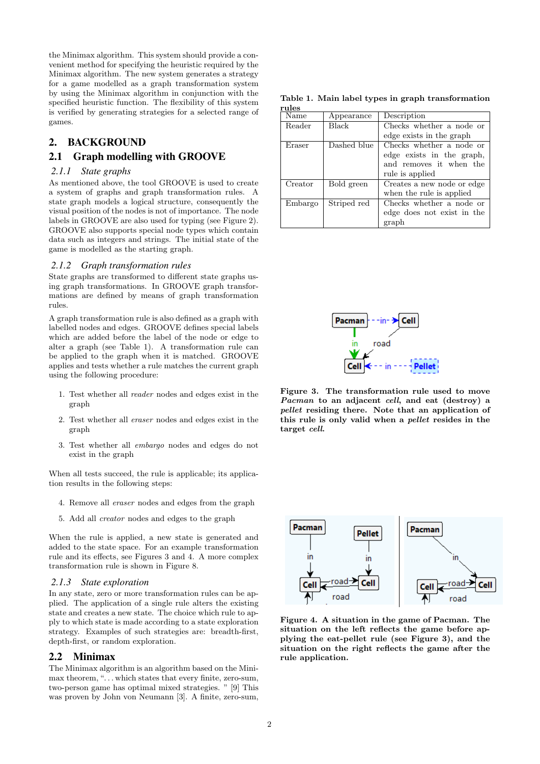the Minimax algorithm. This system should provide a convenient method for specifying the heuristic required by the Minimax algorithm. The new system generates a strategy for a game modelled as a graph transformation system by using the Minimax algorithm in conjunction with the specified heuristic function. The flexibility of this system is verified by generating strategies for a selected range of games.

## 2. BACKGROUND

### 2.1 Graph modelling with GROOVE

#### 2.1.1 *State graphs*

As mentioned above, the tool GROOVE is used to create a system of graphs and graph transformation rules. A state graph models a logical structure, consequently the visual position of the nodes is not of importance. The node labels in GROOVE are also used for typing (see Figure 2). GROOVE also supports special node types which contain data such as integers and strings. The initial state of the game is modelled as the starting graph.

#### 2.1.2 *Graph transformation rules*

State graphs are transformed to different state graphs using graph transformations. In GROOVE graph transformations are defined by means of graph transformation rules.

A graph transformation rule is also defined as a graph with labelled nodes and edges. GROOVE defines special labels which are added before the label of the node or edge to alter a graph (see Table 1). A transformation rule can be applied to the graph when it is matched. GROOVE applies and tests whether a rule matches the current graph using the following procedure:

1. Test whether all *reader* nodes and edges exist in the graph
2. Test whether all *eraser* nodes and edges exist in the graph
3. Test whether all *embargo* nodes and edges do not exist in the graph

When all tests succeed, the rule is applicable; its application results in the following steps:

4. Remove all *eraser* nodes and edges from the graph
5. Add all *creator* nodes and edges to the graph

When the rule is applied, a new state is generated and added to the state space. For an example transformation rule and its effects, see Figures 3 and 4. A more complex transformation rule is shown in Figure 8.

#### 2.1.3 *State exploration*

In any state, zero or more transformation rules can be applied. The application of a single rule alters the existing state and creates a new state. The choice which rule to apply to which state is made according to a state exploration strategy. Examples of such strategies are: breadth-first, depth-first, or random exploration.

### 2.2 Minimax

The Minimax algorithm is an algorithm based on the Minimax theorem, "...which states that every finite, zero-sum, two-person game has optimal mixed strategies. " [9] This was proven by John von Neumann [3]. A finite, zero-sum,

**Table 1. Main label types in graph transformation rules**

| Name | Appearance | Description |
|---|---|---|
| Reader | Black | Checks whether a node or edge exists in the graph |
| Eraser | Dashed blue | Checks whether a node or edge exists in the graph, and removes it when the rule is applied |
| Creator | Bold green | Creates a new node or edge when the rule is applied |
| Embargo | Striped red | Checks whether a node or edge does not exist in the graph |

**Figure 3. The transformation rule used to move *Pacman* to an adjacent *cell*, and eat (destroy) a *pellet* residing there. Note that an application of this rule is only valid when a *pellet* resides in the target *cell*.**

**Figure 4. A situation in the game of Pacman. The situation on the left reflects the game before applying the eat-pellet rule (see Figure 3), and the situation on the right reflects the game after the rule application.**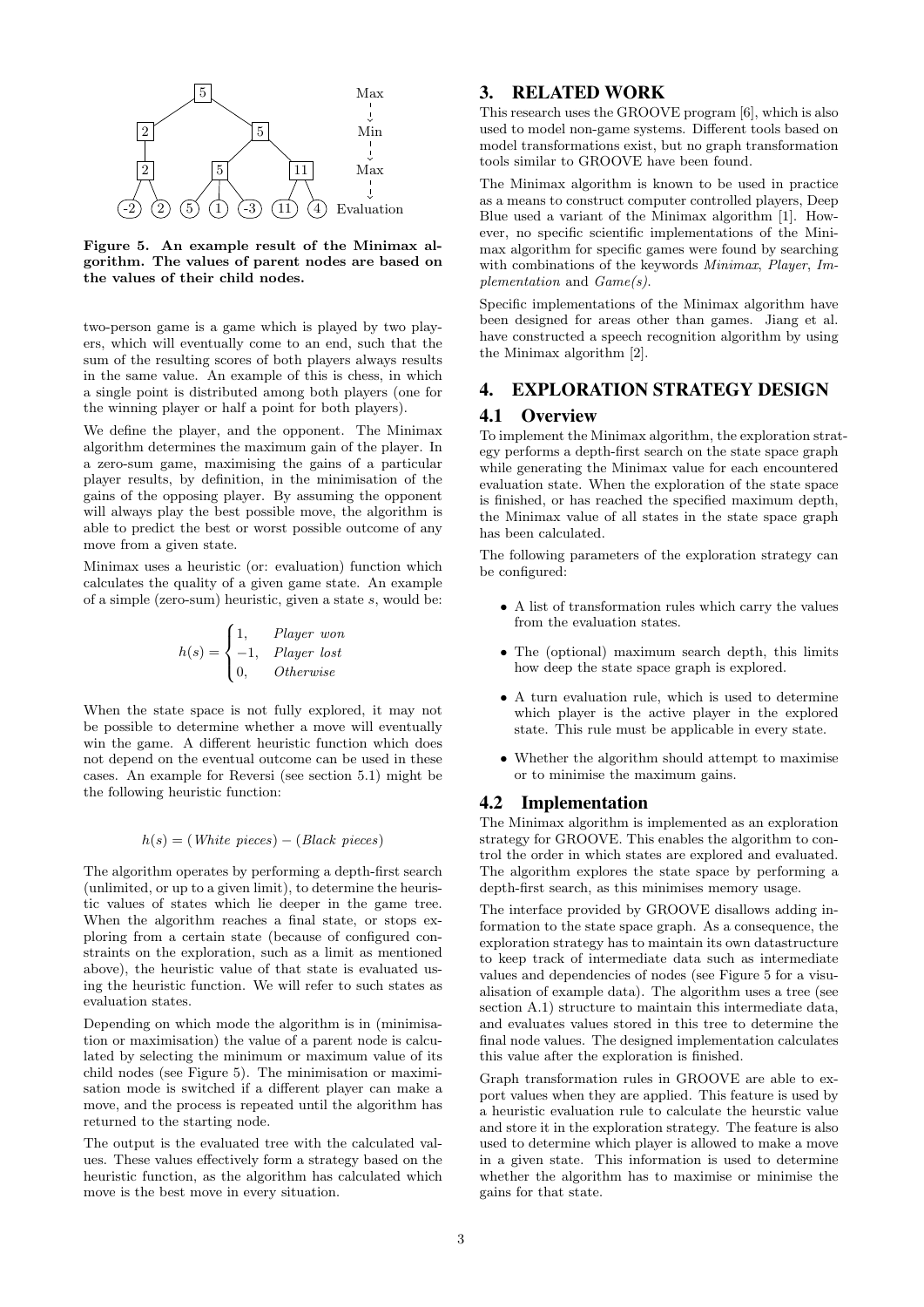Figure 5. An example result of the Minimax algorithm. The values of parent nodes are based on the values of their child nodes.

two-person game is a game which is played by two players, which will eventually come to an end, such that the sum of the resulting scores of both players always results in the same value. An example of this is chess, in which a single point is distributed among both players (one for the winning player or half a point for both players).

We define the player, and the opponent. The Minimax algorithm determines the maximum gain of the player. In a zero-sum game, maximising the gains of a particular player results, by definition, in the minimisation of the gains of the opposing player. By assuming the opponent will always play the best possible move, the algorithm is able to predict the best or worst possible outcome of any move from a given state.

Minimax uses a heuristic (or: evaluation) function which calculates the quality of a given game state. An example of a simple (zero-sum) heuristic, given a state $s$, would be:

$$h(s) = \begin{cases} 1, & \textit{Player won} \\ -1, & \textit{Player lost} \\ 0, & \textit{Otherwise} \end{cases}$$

When the state space is not fully explored, it may not be possible to determine whether a move will eventually win the game. A different heuristic function which does not depend on the eventual outcome can be used in these cases. An example for Reversi (see section 5.1) might be the following heuristic function:

$$h(s) = (\textit{White pieces}) - (\textit{Black pieces})$$

The algorithm operates by performing a depth-first search (unlimited, or up to a given limit), to determine the heuristic values of states which lie deeper in the game tree. When the algorithm reaches a final state, or stops exploring from a certain state (because of configured constraints on the exploration, such as a limit as mentioned above), the heuristic value of that state is evaluated using the heuristic function. We will refer to such states as evaluation states.

Depending on which mode the algorithm is in (minimisation or maximisation) the value of a parent node is calculated by selecting the minimum or maximum value of its child nodes (see Figure 5). The minimisation or maximisation mode is switched if a different player can make a move, and the process is repeated until the algorithm has returned to the starting node.

The output is the evaluated tree with the calculated values. These values effectively form a strategy based on the heuristic function, as the algorithm has calculated which move is the best move in every situation.

# 3. RELATED WORK

This research uses the GROOVE program [6], which is also used to model non-game systems. Different tools based on model transformations exist, but no graph transformation tools similar to GROOVE have been found.

The Minimax algorithm is known to be used in practice as a means to construct computer controlled players, Deep Blue used a variant of the Minimax algorithm [1]. However, no specific scientific implementations of the Minimax algorithm for specific games were found by searching with combinations of the keywords *Minimax*, *Player*, *Implementation* and *Game(s)*.

Specific implementations of the Minimax algorithm have been designed for areas other than games. Jiang et al. have constructed a speech recognition algorithm by using the Minimax algorithm [2].

# 4. EXPLORATION STRATEGY DESIGN

## 4.1 Overview

To implement the Minimax algorithm, the exploration strategy performs a depth-first search on the state space graph while generating the Minimax value for each encountered evaluation state. When the exploration of the state space is finished, or has reached the specified maximum depth, the Minimax value of all states in the state space graph has been calculated.

The following parameters of the exploration strategy can be configured:

- A list of transformation rules which carry the values from the evaluation states.
- The (optional) maximum search depth, this limits how deep the state space graph is explored.
- A turn evaluation rule, which is used to determine which player is the active player in the explored state. This rule must be applicable in every state.
- Whether the algorithm should attempt to maximise or to minimise the maximum gains.

## 4.2 Implementation

The Minimax algorithm is implemented as an exploration strategy for GROOVE. This enables the algorithm to control the order in which states are explored and evaluated. The algorithm explores the state space by performing a depth-first search, as this minimises memory usage.

The interface provided by GROOVE disallows adding information to the state space graph. As a consequence, the exploration strategy has to maintain its own datastructure to keep track of intermediate data such as intermediate values and dependencies of nodes (see Figure 5 for a visualisation of example data). The algorithm uses a tree (see section A.1) structure to maintain this intermediate data, and evaluates values stored in this tree to determine the final node values. The designed implementation calculates this value after the exploration is finished.

Graph transformation rules in GROOVE are able to export values when they are applied. This feature is used by a heuristic evaluation rule to calculate the heurstic value and store it in the exploration strategy. The feature is also used to determine which player is allowed to make a move in a given state. This information is used to determine whether the algorithm has to maximise or minimise the gains for that state.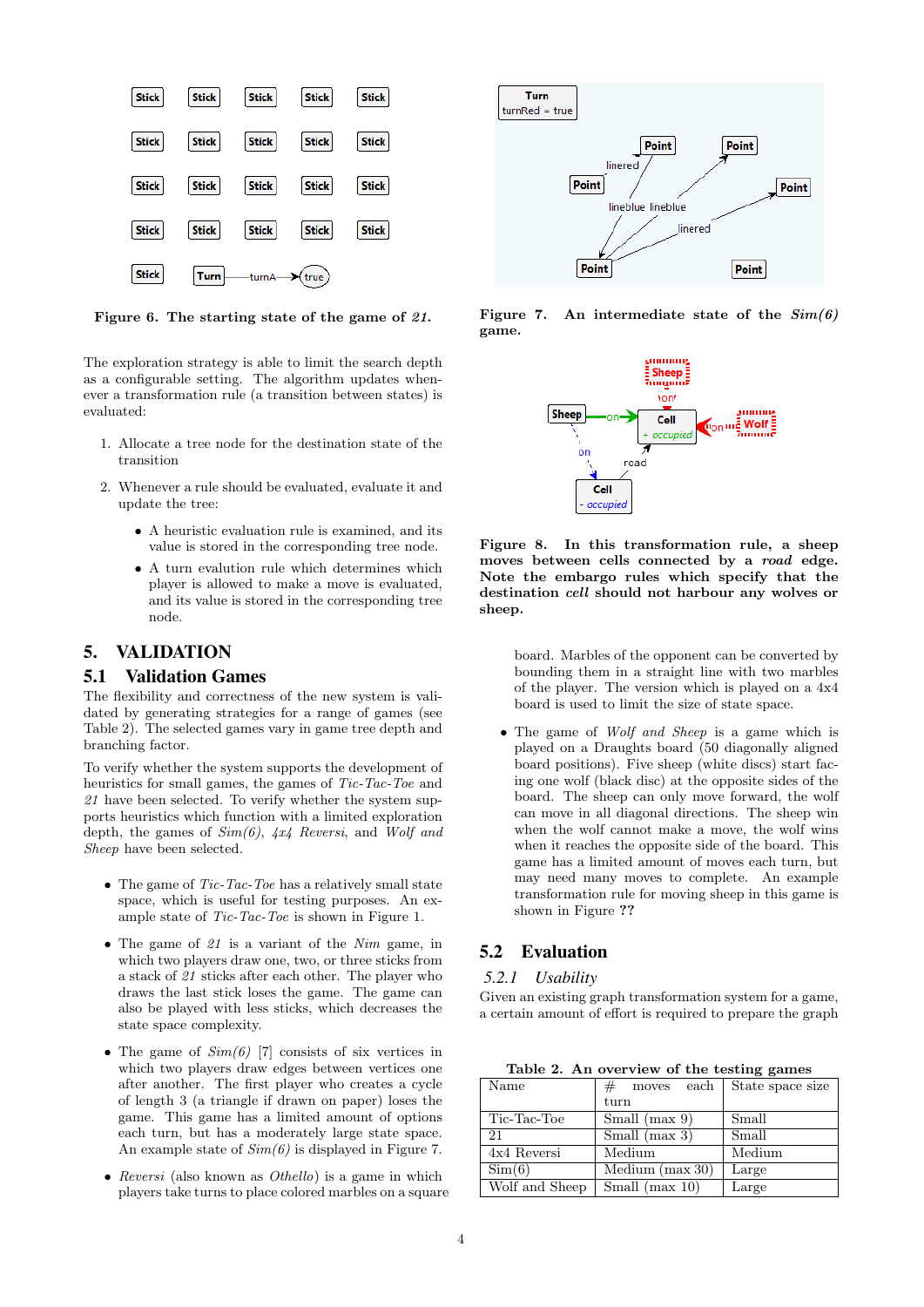Figure 6. The starting state of the game of *21*.

The exploration strategy is able to limit the search depth as a configurable setting. The algorithm updates whenever a transformation rule (a transition between states) is evaluated:

1. Allocate a tree node for the destination state of the transition
2. Whenever a rule should be evaluated, evaluate it and update the tree:
   - A heuristic evaluation rule is examined, and its value is stored in the corresponding tree node.
   - A turn evalution rule which determines which player is allowed to make a move is evaluated, and its value is stored in the corresponding tree node.

## 5. VALIDATION

### 5.1 Validation Games

The flexibility and correctness of the new system is validated by generating strategies for a range of games (see Table 2). The selected games vary in game tree depth and branching factor.

To verify whether the system supports the development of heuristics for small games, the games of *Tic-Tac-Toe* and *21* have been selected. To verify whether the system supports heuristics which function with a limited exploration depth, the games of *Sim(6)*, *4x4 Reversi*, and *Wolf and Sheep* have been selected.

- The game of *Tic-Tac-Toe* has a relatively small state space, which is useful for testing purposes. An example state of *Tic-Tac-Toe* is shown in Figure 1.
- The game of *21* is a variant of the *Nim* game, in which two players draw one, two, or three sticks from a stack of *21* sticks after each other. The player who draws the last stick loses the game. The game can also be played with less sticks, which decreases the state space complexity.
- The game of *Sim(6)* [7] consists of six vertices in which two players draw edges between vertices one after another. The first player who creates a cycle of length 3 (a triangle if drawn on paper) loses the game. This game has a limited amount of options each turn, but has a moderately large state space. An example state of *Sim(6)* is displayed in Figure 7.
- *Reversi* (also known as *Othello*) is a game in which players take turns to place colored marbles on a square board. Marbles of the opponent can be converted by bounding them in a straight line with two marbles of the player. The version which is played on a 4x4 board is used to limit the size of state space.
- The game of *Wolf and Sheep* is a game which is played on a Draughts board (50 diagonally aligned board positions). Five sheep (white discs) start facing one wolf (black disc) at the opposite sides of the board. The sheep can only move forward, the wolf can move in all diagonal directions. The sheep win when the wolf cannot make a move, the wolf wins when it reaches the opposite side of the board. This game has a limited amount of moves each turn, but may need many moves to complete. An example transformation rule for moving sheep in this game is shown in Figure **??**

Figure 7. An intermediate state of the *Sim(6)* game.

Figure 8. In this transformation rule, a sheep moves between cells connected by a *road* edge. Note the embargo rules which specify that the destination *cell* should not harbour any wolves or sheep.

### 5.2 Evaluation

#### 5.2.1 Usability

Given an existing graph transformation system for a game, a certain amount of effort is required to prepare the graph

Table 2. An overview of the testing games

| Name | # moves each turn | State space size |
|---|---|---|
| Tic-Tac-Toe | Small (max 9) | Small |
| 21 | Small (max 3) | Small |
| 4x4 Reversi | Medium | Medium |
| Sim(6) | Medium (max 30) | Large |
| Wolf and Sheep | Small (max 10) | Large |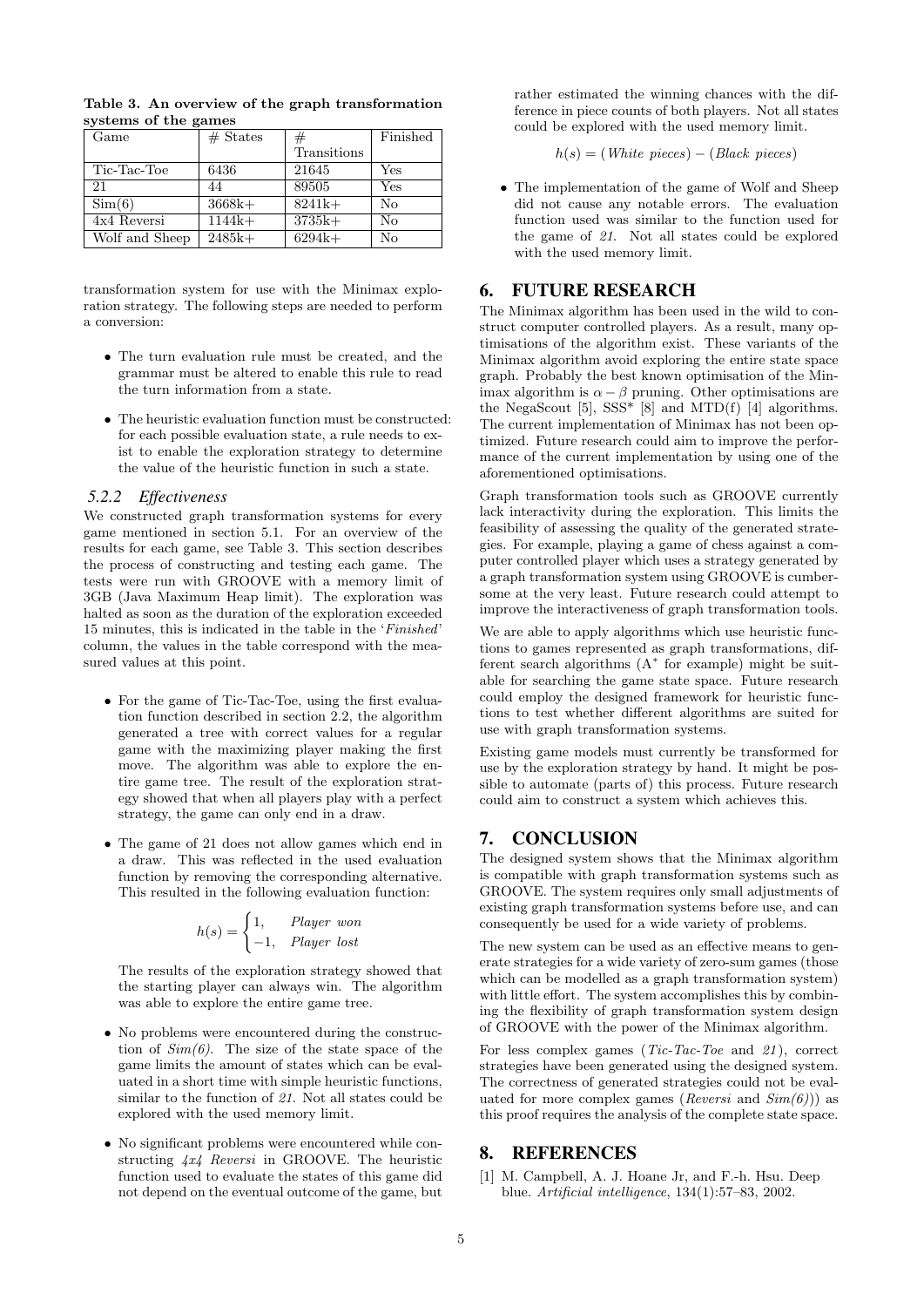**Table 3. An overview of the graph transformation systems of the games**

| Game | # States | # Transitions | Finished |
|---|---|---|---|
| Tic-Tac-Toe | 6436 | 21645 | Yes |
| 21 | 44 | 89505 | Yes |
| Sim(6) | 3668k+ | 8241k+ | No |
| 4x4 Reversi | 1144k+ | 3735k+ | No |
| Wolf and Sheep | 2485k+ | 6294k+ | No |

transformation system for use with the Minimax exploration strategy. The following steps are needed to perform a conversion:

- The turn evaluation rule must be created, and the grammar must be altered to enable this rule to read the turn information from a state.
- The heuristic evaluation function must be constructed: for each possible evaluation state, a rule needs to exist to enable the exploration strategy to determine the value of the heuristic function in such a state.

### 5.2.2 Effectiveness

We constructed graph transformation systems for every game mentioned in section 5.1. For an overview of the results for each game, see Table 3. This section describes the process of constructing and testing each game. The tests were run with GROOVE with a memory limit of 3GB (Java Maximum Heap limit). The exploration was halted as soon as the duration of the exploration exceeded 15 minutes, this is indicated in the table in the '*Finished*' column, the values in the table correspond with the measured values at this point.

- For the game of Tic-Tac-Toe, using the first evaluation function described in section 2.2, the algorithm generated a tree with correct values for a regular game with the maximizing player making the first move. The algorithm was able to explore the entire game tree. The result of the exploration strategy showed that when all players play with a perfect strategy, the game can only end in a draw.
- The game of 21 does not allow games which end in a draw. This was reflected in the used evaluation function by removing the corresponding alternative. This resulted in the following evaluation function:

  $$h(s) = \begin{cases} 1, & \textit{Player won} \\ -1, & \textit{Player lost} \end{cases}$$

  The results of the exploration strategy showed that the starting player can always win. The algorithm was able to explore the entire game tree.
- No problems were encountered during the construction of *Sim(6)*. The size of the state space of the game limits the amount of states which can be evaluated in a short time with simple heuristic functions, similar to the function of *21*. Not all states could be explored with the used memory limit.
- No significant problems were encountered while constructing *4x4 Reversi* in GROOVE. The heuristic function used to evaluate the states of this game did not depend on the eventual outcome of the game, but rather estimated the winning chances with the difference in piece counts of both players. Not all states could be explored with the used memory limit.

  $$h(s) = (\textit{White pieces}) - (\textit{Black pieces})$$

- The implementation of the game of Wolf and Sheep did not cause any notable errors. The evaluation function used was similar to the function used for the game of *21*. Not all states could be explored with the used memory limit.

## 6. FUTURE RESEARCH

The Minimax algorithm has been used in the wild to construct computer controlled players. As a result, many optimisations of the algorithm exist. These variants of the Minimax algorithm avoid exploring the entire state space graph. Probably the best known optimisation of the Minimax algorithm is $\alpha - \beta$ pruning. Other optimisations are the NegaScout [5], SSS* [8] and MTD(f) [4] algorithms. The current implementation of Minimax has not been optimized. Future research could aim to improve the performance of the current implementation by using one of the aforementioned optimisations.

Graph transformation tools such as GROOVE currently lack interactivity during the exploration. This limits the feasibility of assessing the quality of the generated strategies. For example, playing a game of chess against a computer controlled player which uses a strategy generated by a graph transformation system using GROOVE is cumbersome at the very least. Future research could attempt to improve the interactiveness of graph transformation tools.

We are able to apply algorithms which use heuristic functions to games represented as graph transformations, different search algorithms ($A^*$ for example) might be suitable for searching the game state space. Future research could employ the designed framework for heuristic functions to test whether different algorithms are suited for use with graph transformation systems.

Existing game models must currently be transformed for use by the exploration strategy by hand. It might be possible to automate (parts of) this process. Future research could aim to construct a system which achieves this.

## 7. CONCLUSION

The designed system shows that the Minimax algorithm is compatible with graph transformation systems such as GROOVE. The system requires only small adjustments of existing graph transformation systems before use, and can consequently be used for a wide variety of problems.

The new system can be used as an effective means to generate strategies for a wide variety of zero-sum games (those which can be modelled as a graph transformation system) with little effort. The system accomplishes this by combining the flexibility of graph transformation system design of GROOVE with the power of the Minimax algorithm.

For less complex games (*Tic-Tac-Toe* and *21*), correct strategies have been generated using the designed system. The correctness of generated strategies could not be evaluated for more complex games (*Reversi* and *Sim(6)*)) as this proof requires the analysis of the complete state space.

## 8. REFERENCES

[1] M. Campbell, A. J. Hoane Jr, and F.-h. Hsu. Deep blue. *Artificial intelligence*, 134(1):57–83, 2002.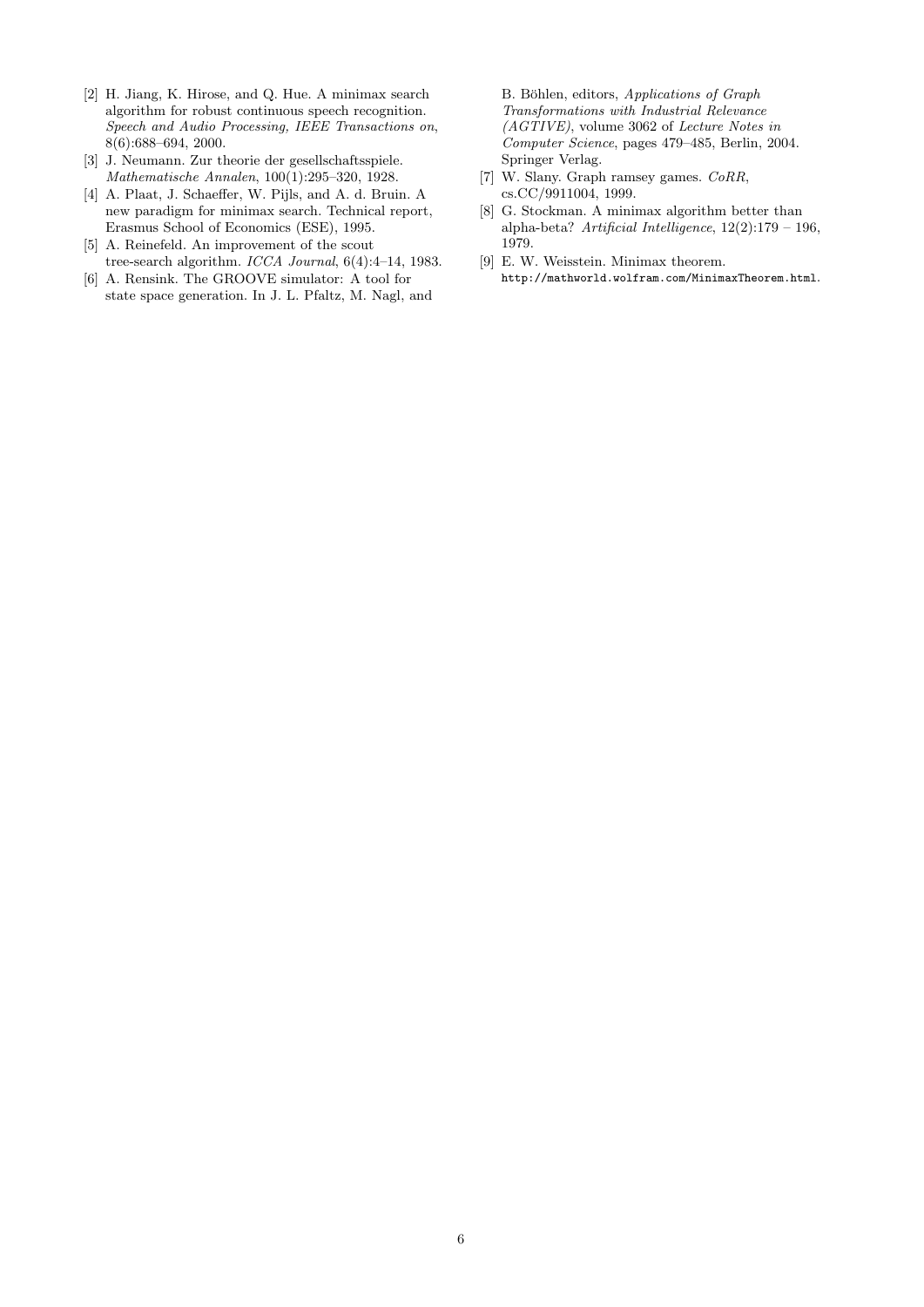- [2] H. Jiang, K. Hirose, and Q. Hue. A minimax search algorithm for robust continuous speech recognition. *Speech and Audio Processing, IEEE Transactions on*, 8(6):688–694, 2000.
- [3] J. Neumann. Zur theorie der gesellschaftsspiele. *Mathematische Annalen*, 100(1):295–320, 1928.
- [4] A. Plaat, J. Schaeffer, W. Pijls, and A. d. Bruin. A new paradigm for minimax search. Technical report, Erasmus School of Economics (ESE), 1995.
- [5] A. Reinefeld. An improvement of the scout tree-search algorithm. *ICCA Journal*, 6(4):4–14, 1983.
- [6] A. Rensink. The GROOVE simulator: A tool for state space generation. In J. L. Pfaltz, M. Nagl, and B. Böhlen, editors, *Applications of Graph Transformations with Industrial Relevance (AGTIVE)*, volume 3062 of *Lecture Notes in Computer Science*, pages 479–485, Berlin, 2004. Springer Verlag.
- [7] W. Slany. Graph ramsey games. *CoRR*, cs.CC/9911004, 1999.
- [8] G. Stockman. A minimax algorithm better than alpha-beta? *Artificial Intelligence*, 12(2):179 – 196, 1979.
- [9] E. W. Weisstein. Minimax theorem. `http://mathworld.wolfram.com/MinimaxTheorem.html`.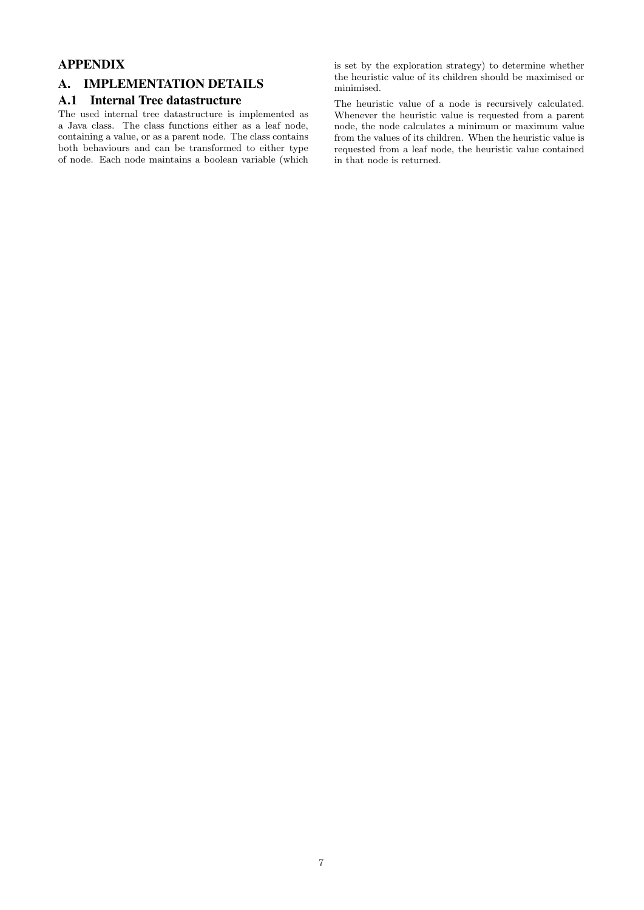# APPENDIX

## A. IMPLEMENTATION DETAILS

### A.1 Internal Tree datastructure

The used internal tree datastructure is implemented as a Java class. The class functions either as a leaf node, containing a value, or as a parent node. The class contains both behaviours and can be transformed to either type of node. Each node maintains a boolean variable (which is set by the exploration strategy) to determine whether the heuristic value of its children should be maximised or minimised.

The heuristic value of a node is recursively calculated. Whenever the heuristic value is requested from a parent node, the node calculates a minimum or maximum value from the values of its children. When the heuristic value is requested from a leaf node, the heuristic value contained in that node is returned.